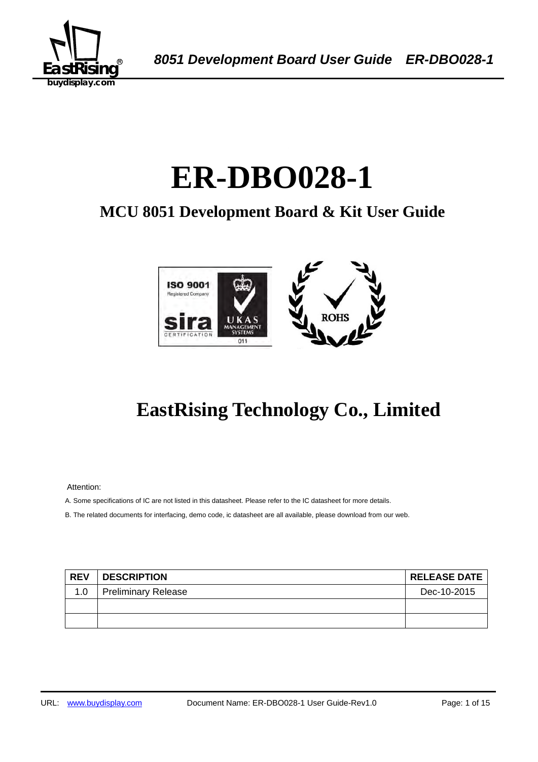# ER-DBO028-1

## MCU 8051 Development Board & Kit User Guide

## EastRising Technology Co., Limited

Attention:

A. Some specifications of IC are not listed in this datasheet. Please refer to the IC datasheet for more details.

B. The related documents for interfacing, demo code, ic datasheet are all available, please download from our web.

| REV | DESCRIPTION | RELEASE DATE |
|---|---|---|
| 1.0 | Preliminary Release | Dec-10-2015 |
| | | |
| | | |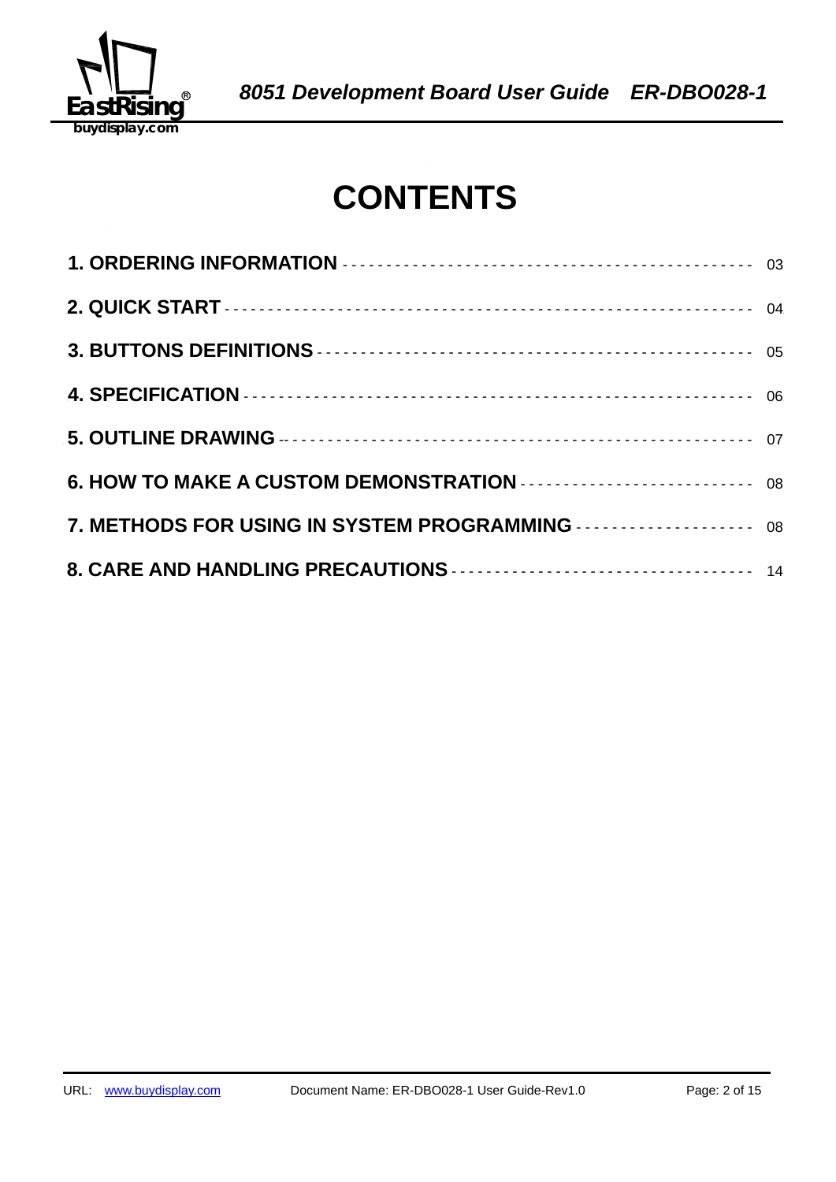# CONTENTS

**1. ORDERING INFORMATION** ---------------------------------------------- 03

**2. QUICK START** ---------------------------------------------------------- 04

**3. BUTTONS DEFINITIONS** ------------------------------------------------ 05

**4. SPECIFICATION** ------------------------------------------------------- 06

**5. OUTLINE DRAWING** ---------------------------------------------------- 07

**6. HOW TO MAKE A CUSTOM DEMONSTRATION** ------------------------- 08

**7. METHODS FOR USING IN SYSTEM PROGRAMMING** ------------------- 08

**8. CARE AND HANDLING PRECAUTIONS** ---------------------------------- 14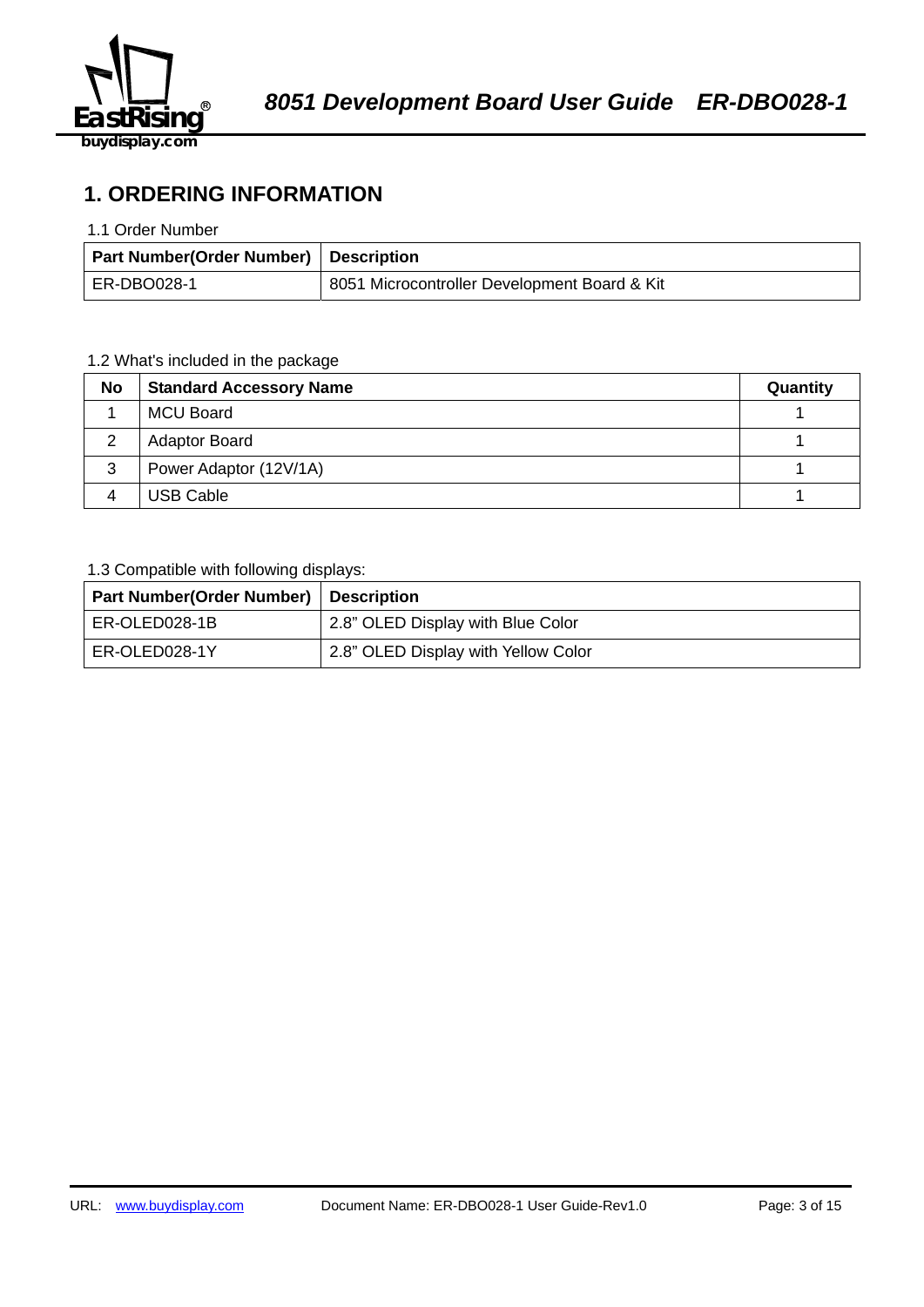# 1. ORDERING INFORMATION

1.1 Order Number

| Part Number(Order Number) | Description |
|---|---|
| ER-DBO028-1 | 8051 Microcontroller Development Board & Kit |

1.2 What's included in the package

| No | Standard Accessory Name | Quantity |
|---|---|---|
| 1 | MCU Board | 1 |
| 2 | Adaptor Board | 1 |
| 3 | Power Adaptor (12V/1A) | 1 |
| 4 | USB Cable | 1 |

1.3 Compatible with following displays:

| Part Number(Order Number) | Description |
|---|---|
| ER-OLED028-1B | 2.8” OLED Display with Blue Color |
| ER-OLED028-1Y | 2.8” OLED Display with Yellow Color |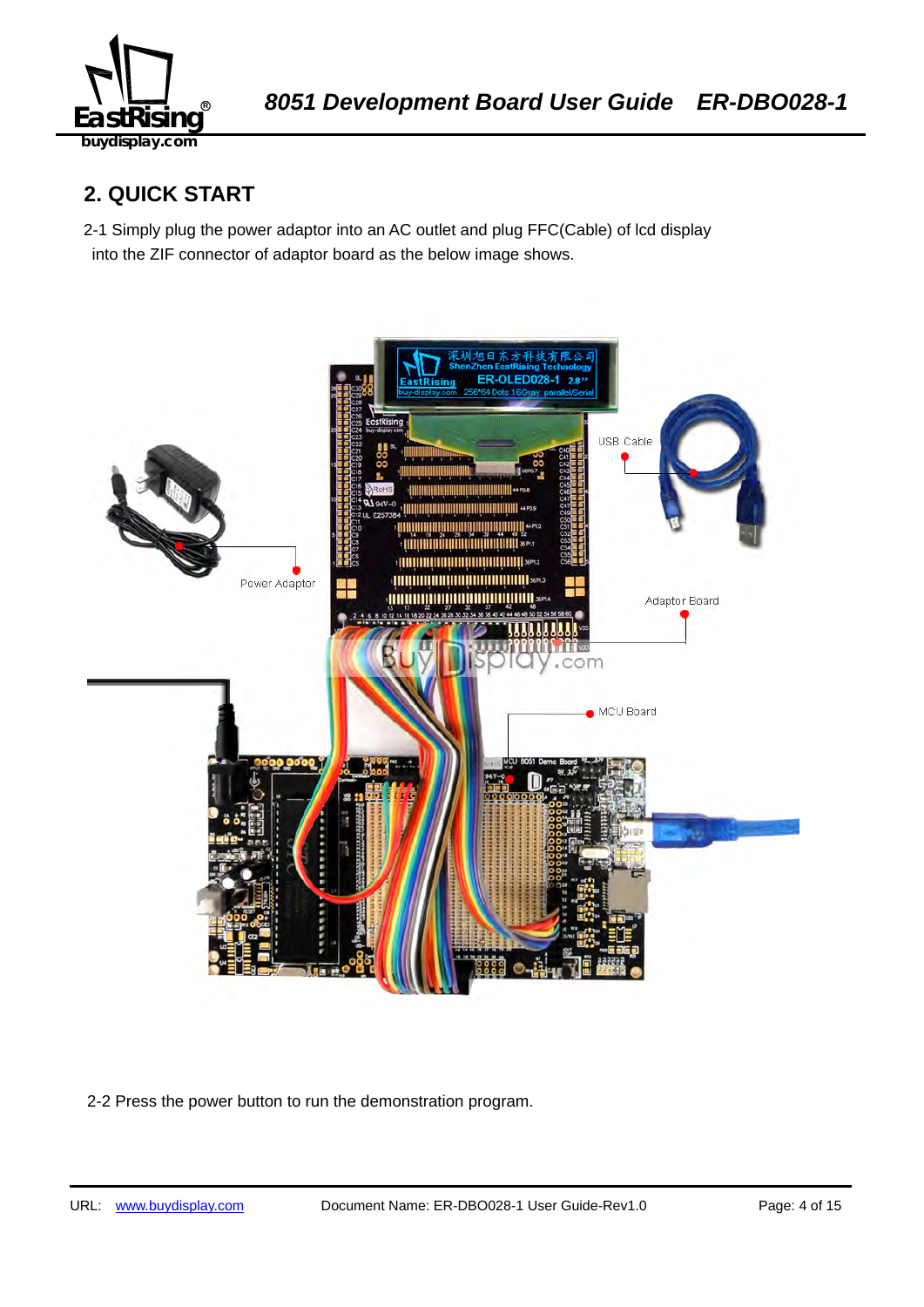## 2. QUICK START

2-1 Simply plug the power adaptor into an AC outlet and plug FFC(Cable) of lcd display into the ZIF connector of adaptor board as the below image shows.

2-2 Press the power button to run the demonstration program.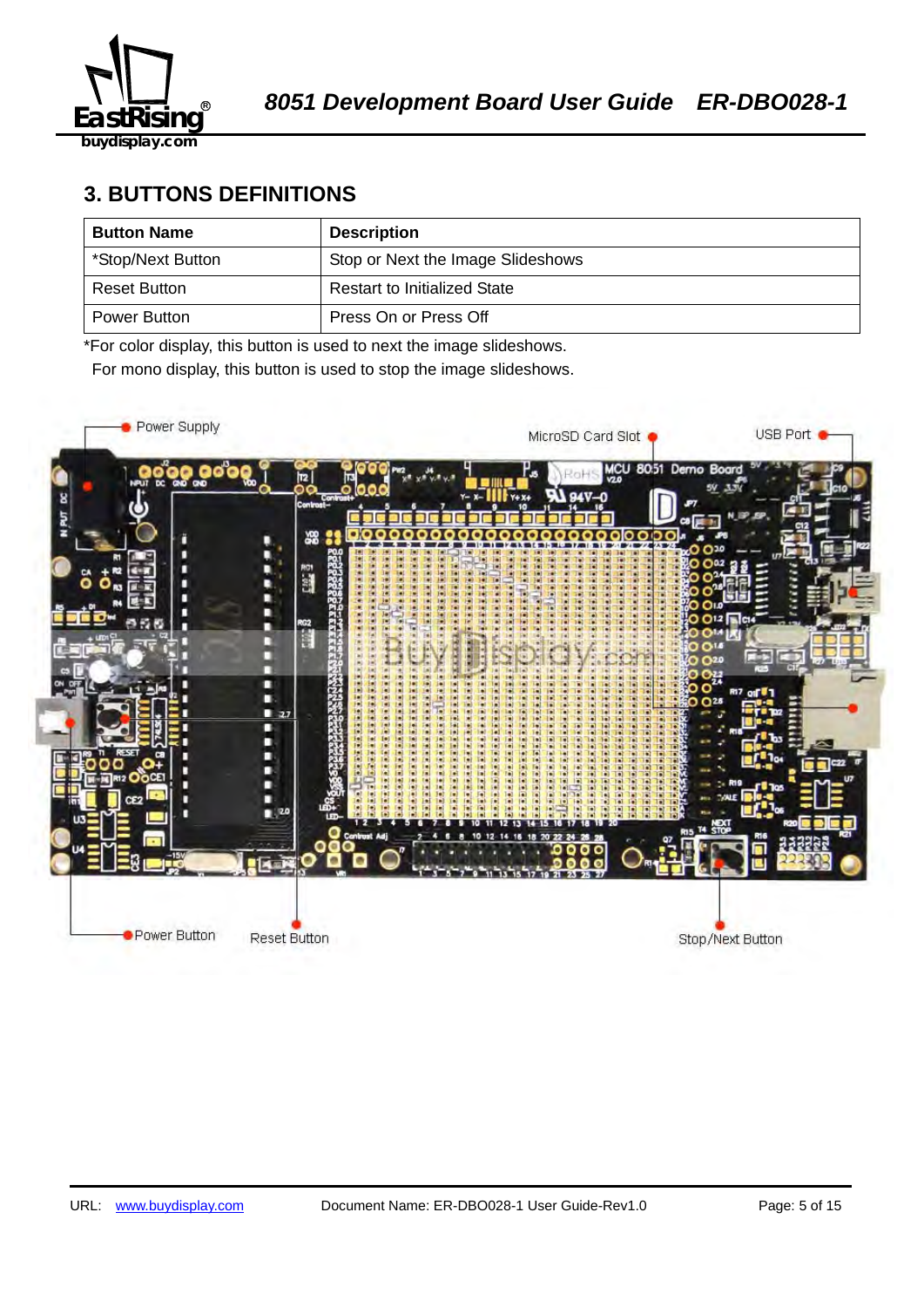## 3. BUTTONS DEFINITIONS

| Button Name | Description |
|---|---|
| *Stop/Next Button | Stop or Next the Image Slideshows |
| Reset Button | Restart to Initialized State |
| Power Button | Press On or Press Off |

*For color display, this button is used to next the image slideshows.
For mono display, this button is used to stop the image slideshows.

Power Supply

MicroSD Card Slot

USB Port

Power Button

Reset Button

Stop/Next Button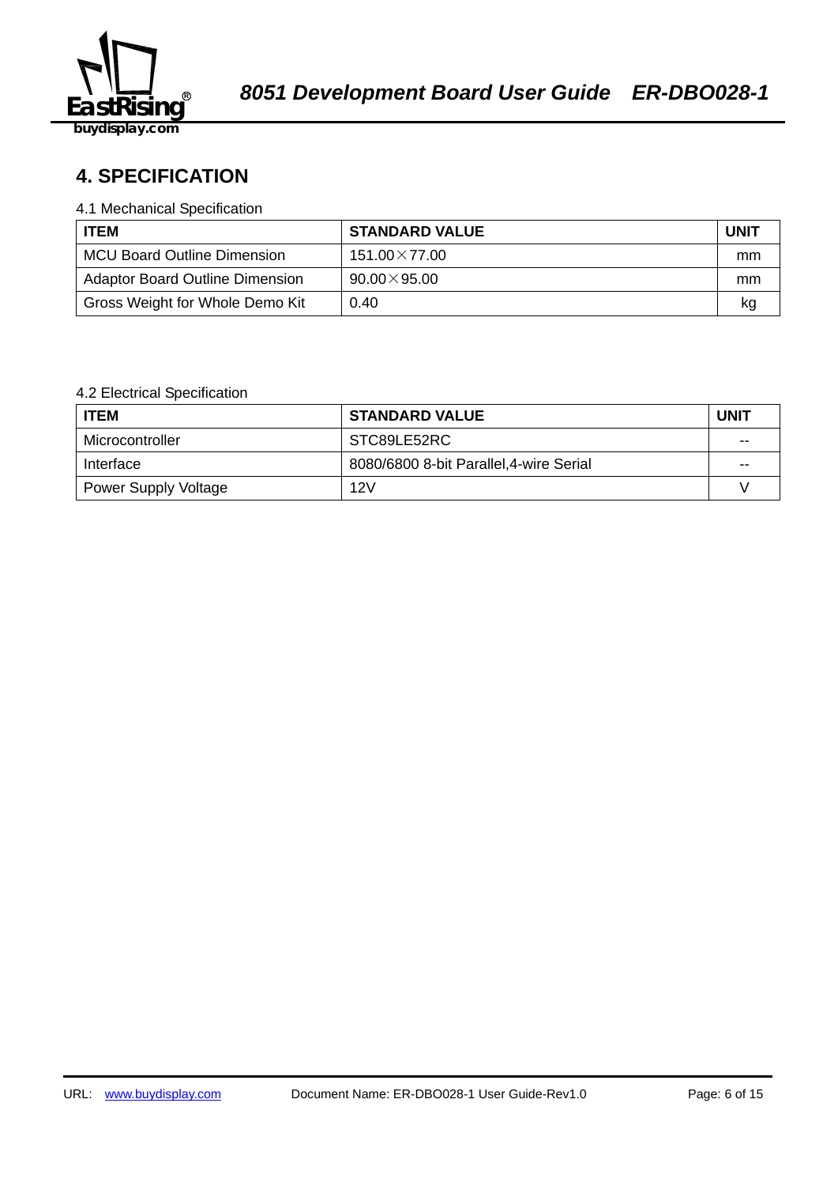## 4. SPECIFICATION

4.1 Mechanical Specification

| ITEM | STANDARD VALUE | UNIT |
|---|---|---|
| MCU Board Outline Dimension | 151.00×77.00 | mm |
| Adaptor Board Outline Dimension | 90.00×95.00 | mm |
| Gross Weight for Whole Demo Kit | 0.40 | kg |

4.2 Electrical Specification

| ITEM | STANDARD VALUE | UNIT |
|---|---|---|
| Microcontroller | STC89LE52RC | -- |
| Interface | 8080/6800 8-bit Parallel,4-wire Serial | -- |
| Power Supply Voltage | 12V | V |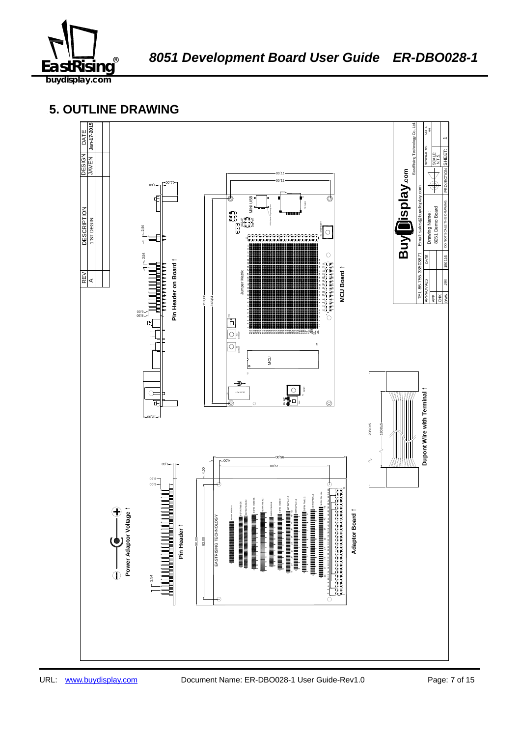## 5. OUTLINE DRAWING

| REV | DESCRIPTION | DESIGN | DATE |
|---|---|---|---|
| A | 1'ST DEGIN | JAVEN | Jan-17-2015 |

Pin Header on Board

MCU Board

Dupont Wire with Terminal

Power Adaptor Voltage

Pin Header

Adaptor Board

BuyDisplay.com
EastRising Technology Co., Ltd.
TEL:86-755-33503871
Email: sales@buydisplay.com

| APPROVALS | DATE | Drawing Name : | GENERAL TOL. | UNITS MM |
|---|---|---|---|---|
| APP | | 8051 Demo Board | SCALE N.T.S. | |
| CHK | | | | |
| DWN | JIM | 150116 | DO NOT SCALE THIS DRAWING | PROJECTION | SHEET: 1 |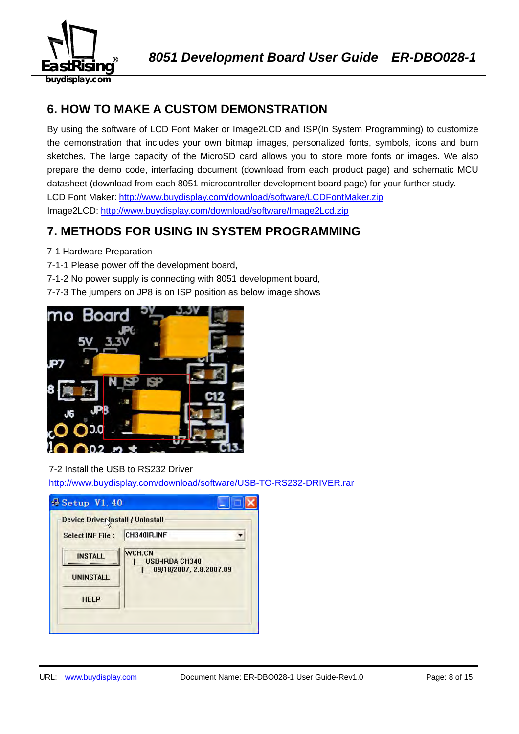## 6. HOW TO MAKE A CUSTOM DEMONSTRATION

By using the software of LCD Font Maker or Image2LCD and ISP(In System Programming) to customize the demonstration that includes your own bitmap images, personalized fonts, symbols, icons and burn sketches. The large capacity of the MicroSD card allows you to store more fonts or images. We also prepare the demo code, interfacing document (download from each product page) and schematic MCU datasheet (download from each 8051 microcontroller development board page) for your further study.

LCD Font Maker: http://www.buydisplay.com/download/software/LCDFontMaker.zip

Image2LCD: http://www.buydisplay.com/download/software/Image2Lcd.zip

## 7. METHODS FOR USING IN SYSTEM PROGRAMMING

7-1 Hardware Preparation

7-1-1 Please power off the development board,

7-1-2 No power supply is connecting with 8051 development board,

7-7-3 The jumpers on JP8 is on ISP position as below image shows

7-2 Install the USB to RS232 Driver

http://www.buydisplay.com/download/software/USB-TO-RS232-DRIVER.rar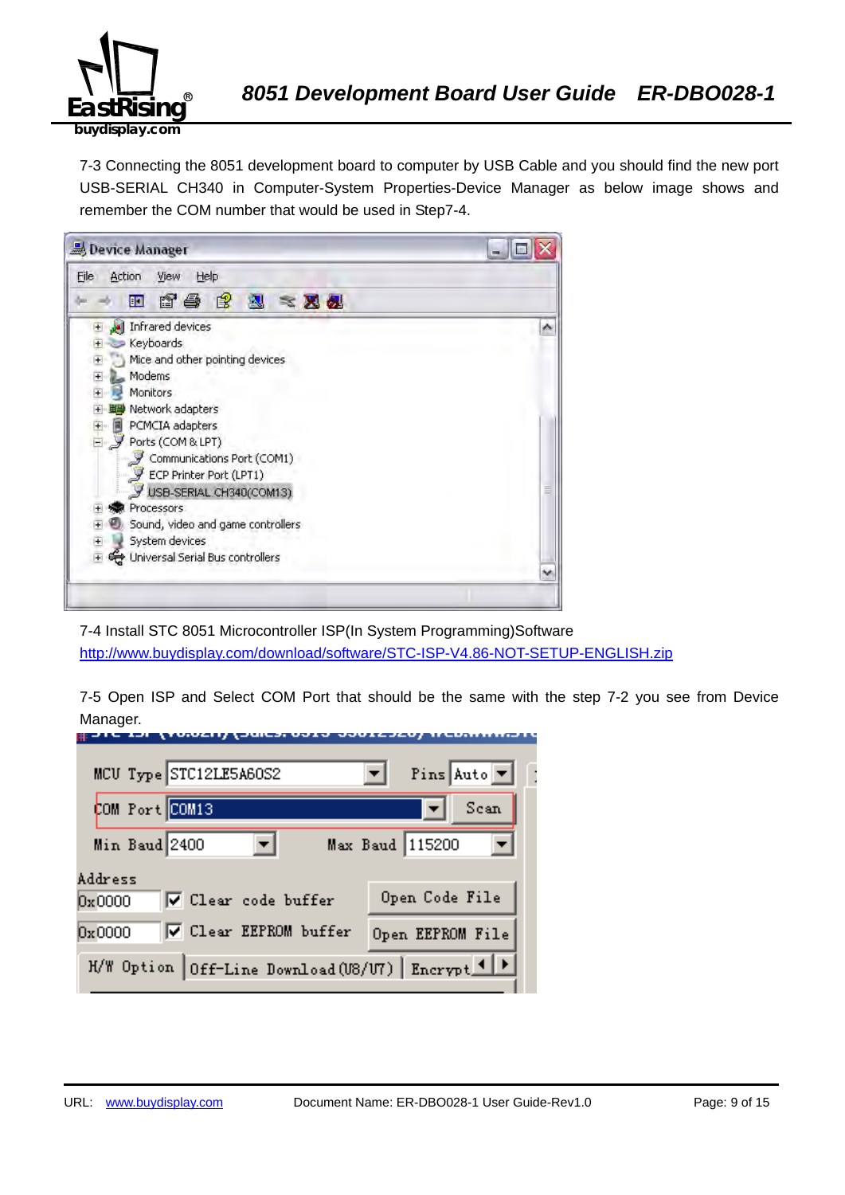7-3 Connecting the 8051 development board to computer by USB Cable and you should find the new port USB-SERIAL CH340 in Computer-System Properties-Device Manager as below image shows and remember the COM number that would be used in Step7-4.

7-4 Install STC 8051 Microcontroller ISP(In System Programming)Software
[http://www.buydisplay.com/download/software/STC-ISP-V4.86-NOT-SETUP-ENGLISH.zip](http://www.buydisplay.com/download/software/STC-ISP-V4.86-NOT-SETUP-ENGLISH.zip)

7-5 Open ISP and Select COM Port that should be the same with the step 7-2 you see from Device Manager.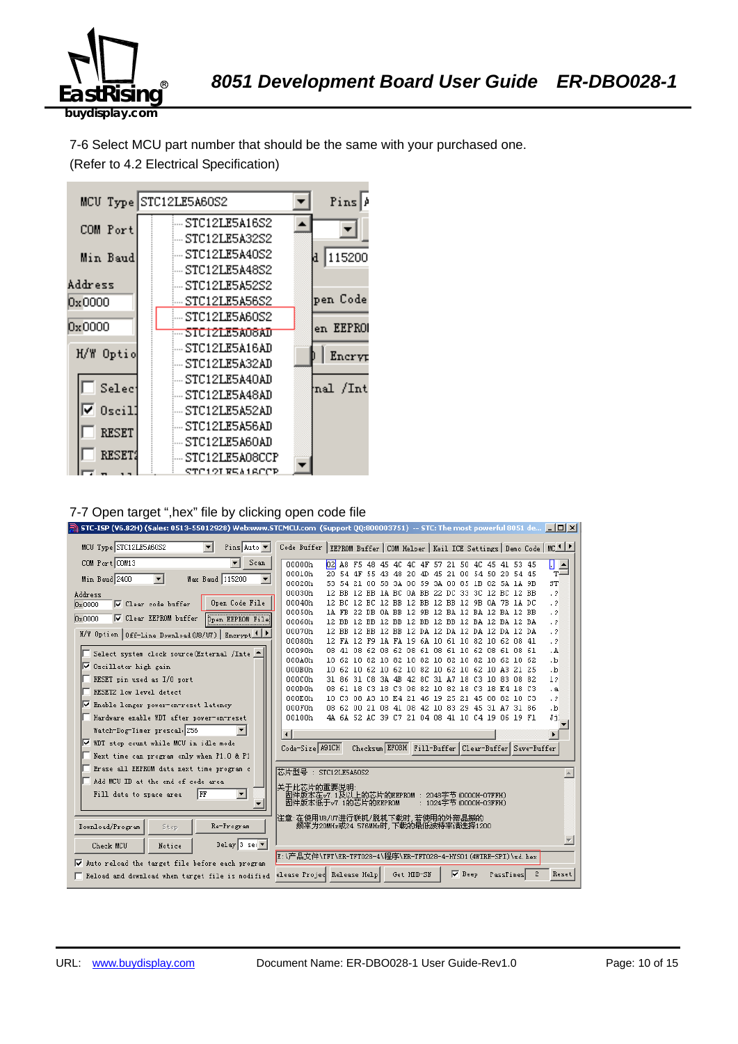7-6 Select MCU part number that should be the same with your purchased one.
(Refer to 4.2 Electrical Specification)

7-7 Open target ",hex" file by clicking open code file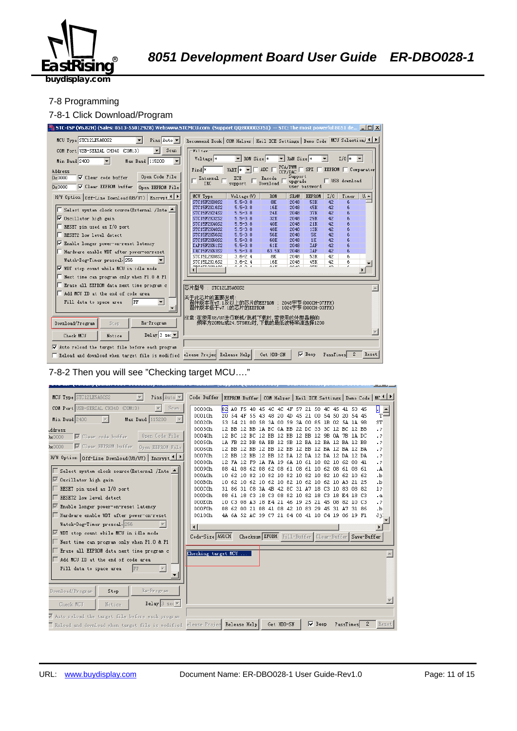7-8 Programming

7-8-1 Click Download/Program

7-8-2 Then you will see "Checking target MCU…."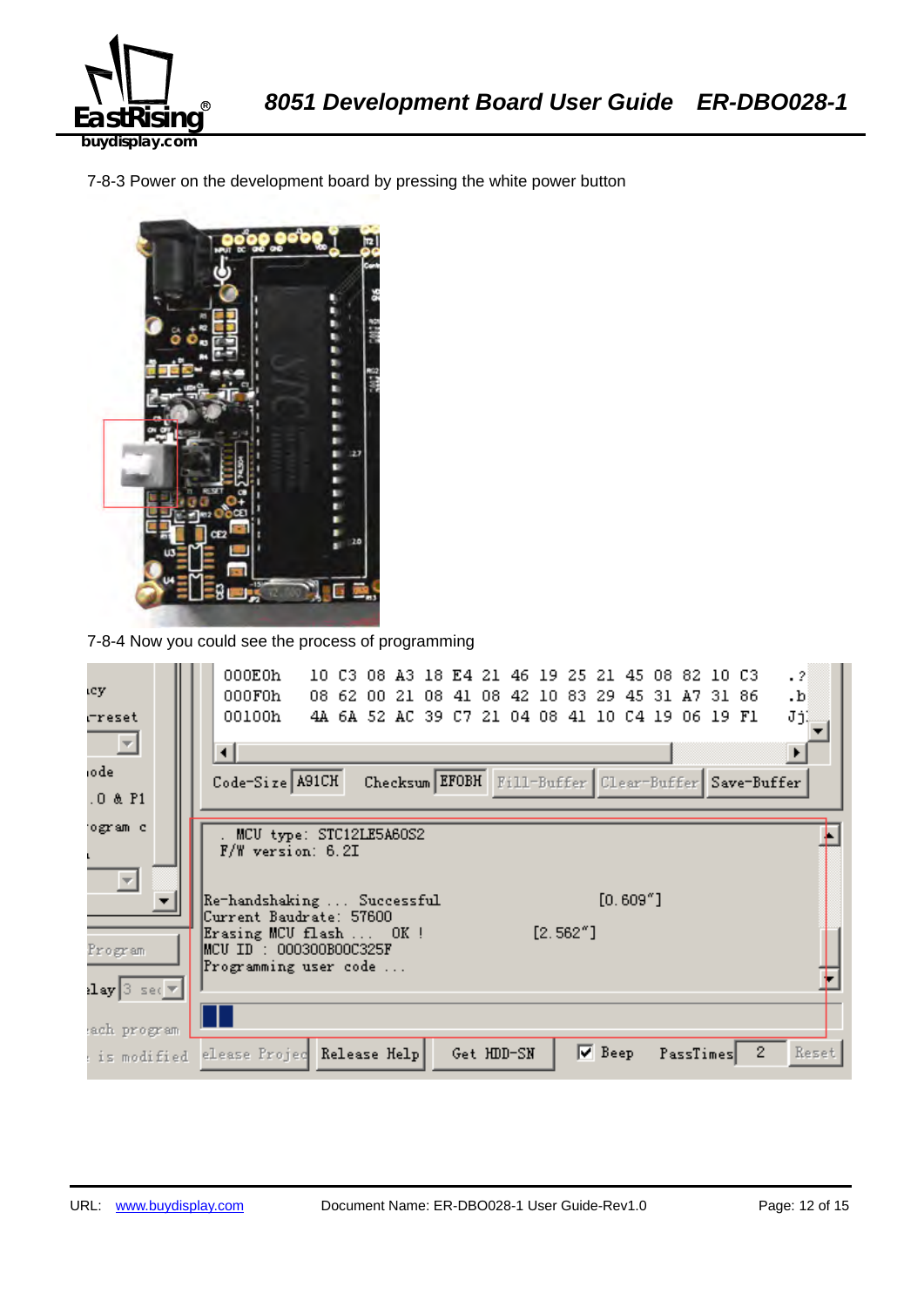7-8-3 Power on the development board by pressing the white power button

7-8-4 Now you could see the process of programming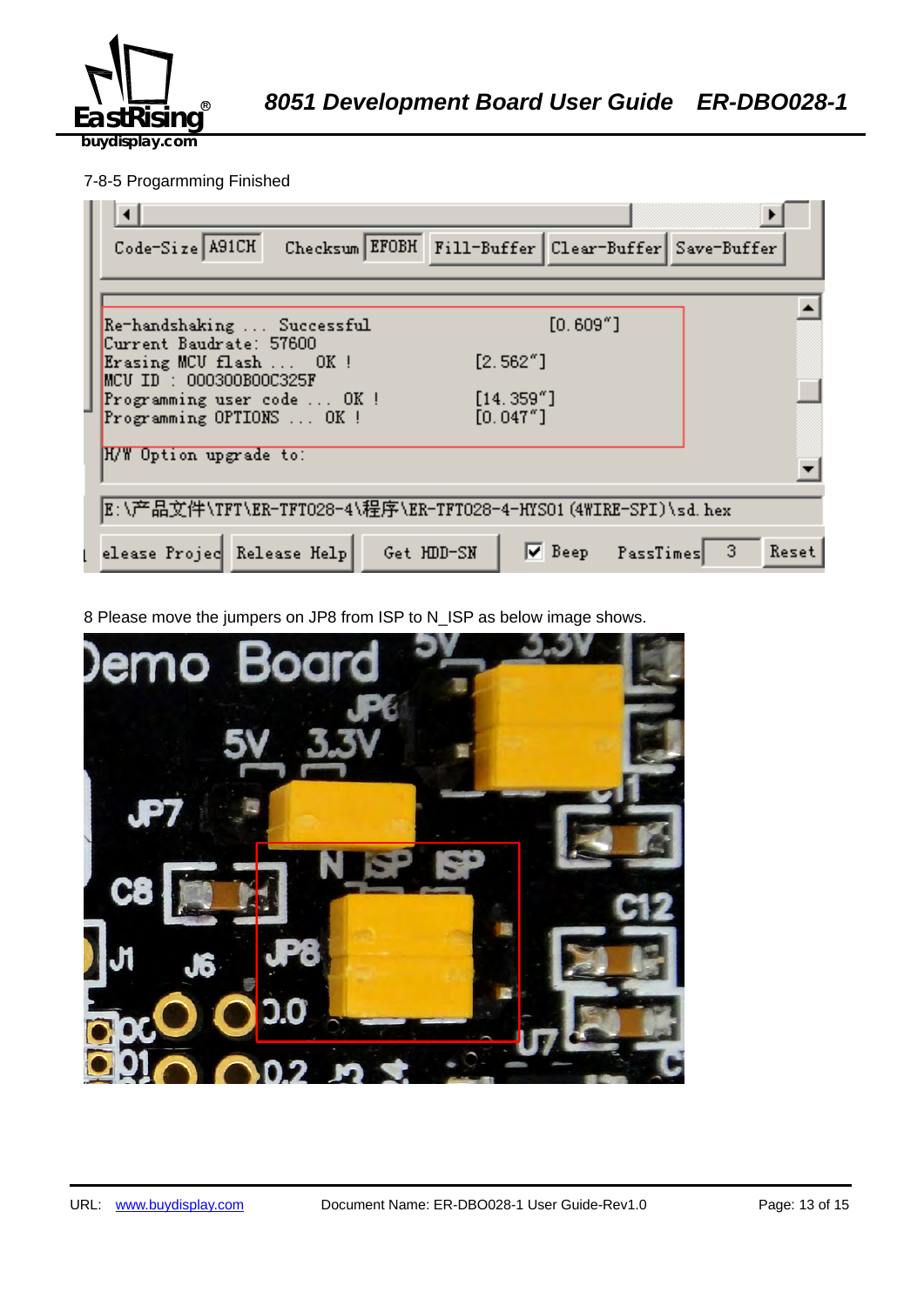7-8-5 Progarmming Finished

8 Please move the jumpers on JP8 from ISP to N_ISP as below image shows.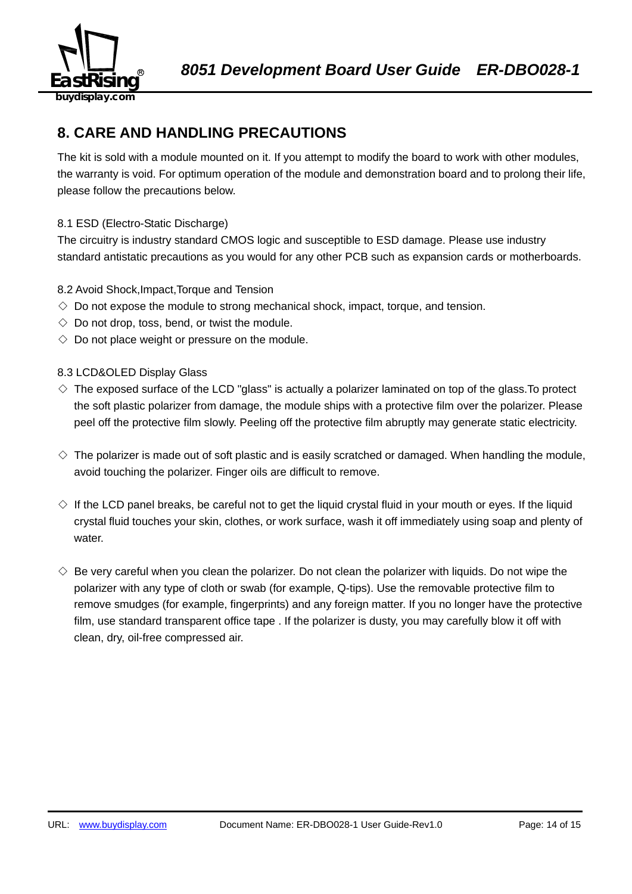## 8. CARE AND HANDLING PRECAUTIONS

The kit is sold with a module mounted on it. If you attempt to modify the board to work with other modules, the warranty is void. For optimum operation of the module and demonstration board and to prolong their life, please follow the precautions below.

### 8.1 ESD (Electro-Static Discharge)

The circuitry is industry standard CMOS logic and susceptible to ESD damage. Please use industry standard antistatic precautions as you would for any other PCB such as expansion cards or motherboards.

### 8.2 Avoid Shock,Impact,Torque and Tension

- ◇ Do not expose the module to strong mechanical shock, impact, torque, and tension.
- ◇ Do not drop, toss, bend, or twist the module.
- ◇ Do not place weight or pressure on the module.

### 8.3 LCD&OLED Display Glass

- ◇ The exposed surface of the LCD "glass" is actually a polarizer laminated on top of the glass.To protect the soft plastic polarizer from damage, the module ships with a protective film over the polarizer. Please peel off the protective film slowly. Peeling off the protective film abruptly may generate static electricity.

- ◇ The polarizer is made out of soft plastic and is easily scratched or damaged. When handling the module, avoid touching the polarizer. Finger oils are difficult to remove.

- ◇ If the LCD panel breaks, be careful not to get the liquid crystal fluid in your mouth or eyes. If the liquid crystal fluid touches your skin, clothes, or work surface, wash it off immediately using soap and plenty of water.

- ◇ Be very careful when you clean the polarizer. Do not clean the polarizer with liquids. Do not wipe the polarizer with any type of cloth or swab (for example, Q-tips). Use the removable protective film to remove smudges (for example, fingerprints) and any foreign matter. If you no longer have the protective film, use standard transparent office tape . If the polarizer is dusty, you may carefully blow it off with clean, dry, oil-free compressed air.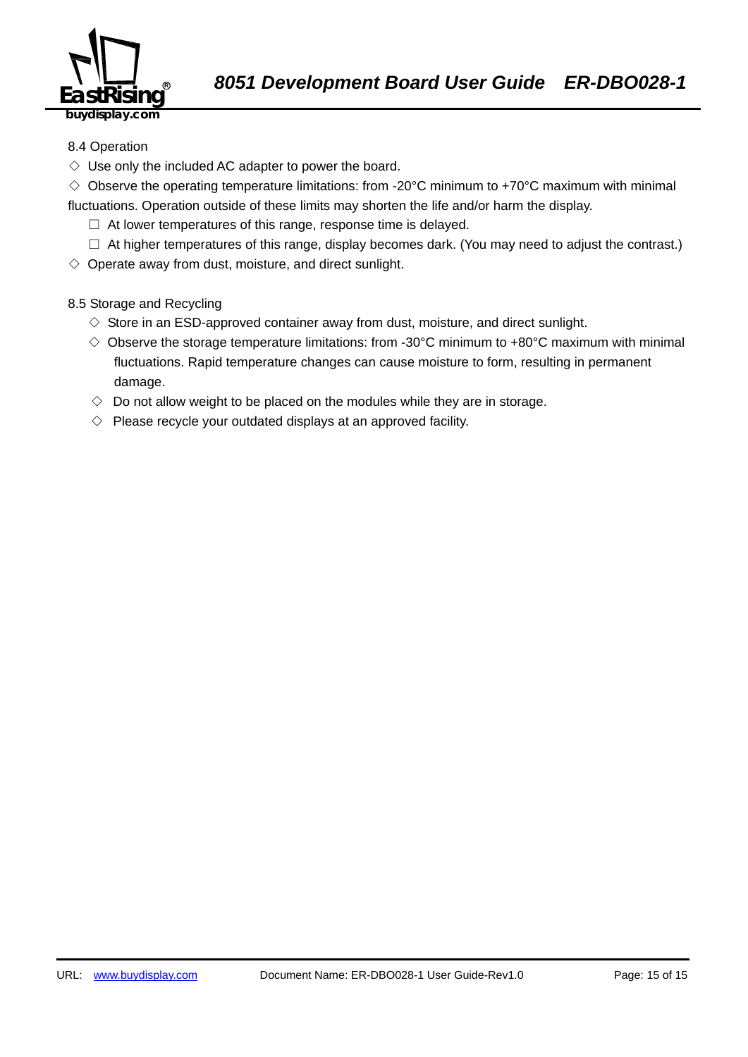## 8.4 Operation

◇ Use only the included AC adapter to power the board.

◇ Observe the operating temperature limitations: from -20°C minimum to +70°C maximum with minimal fluctuations. Operation outside of these limits may shorten the life and/or harm the display.

- □ At lower temperatures of this range, response time is delayed.
- □ At higher temperatures of this range, display becomes dark. (You may need to adjust the contrast.)

◇ Operate away from dust, moisture, and direct sunlight.

## 8.5 Storage and Recycling

- ◇ Store in an ESD-approved container away from dust, moisture, and direct sunlight.
- ◇ Observe the storage temperature limitations: from -30°C minimum to +80°C maximum with minimal fluctuations. Rapid temperature changes can cause moisture to form, resulting in permanent damage.
- ◇ Do not allow weight to be placed on the modules while they are in storage.
- ◇ Please recycle your outdated displays at an approved facility.